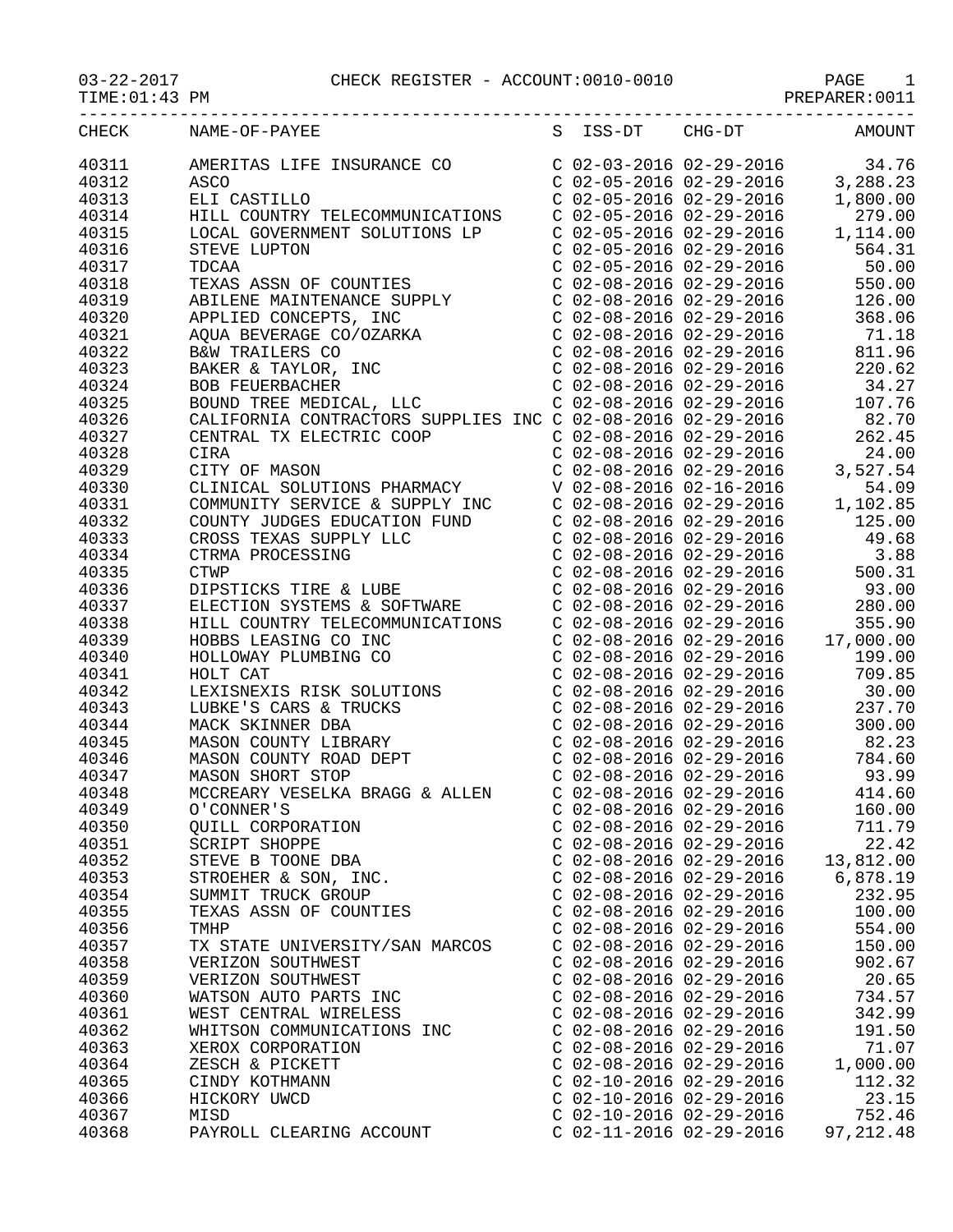03-22-2017 CHECK REGISTER - ACCOUNT:0010-0010

TIME:01:43 PM PREPARER:0011

| CHECK | NAME-OF-PAYEE | S | ISS-DT | CHG-DT | AMOUNT |
|---|---|---|---|---|---|
| 40311 | AMERITAS LIFE INSURANCE CO | C | 02-03-2016 | 02-29-2016 | 34.76 |
| 40312 | ASCO | C | 02-05-2016 | 02-29-2016 | 3,288.23 |
| 40313 | ELI CASTILLO | C | 02-05-2016 | 02-29-2016 | 1,800.00 |
| 40314 | HILL COUNTRY TELECOMMUNICATIONS | C | 02-05-2016 | 02-29-2016 | 279.00 |
| 40315 | LOCAL GOVERNMENT SOLUTIONS LP | C | 02-05-2016 | 02-29-2016 | 1,114.00 |
| 40316 | STEVE LUPTON | C | 02-05-2016 | 02-29-2016 | 564.31 |
| 40317 | TDCAA | C | 02-05-2016 | 02-29-2016 | 50.00 |
| 40318 | TEXAS ASSN OF COUNTIES | C | 02-08-2016 | 02-29-2016 | 550.00 |
| 40319 | ABILENE MAINTENANCE SUPPLY | C | 02-08-2016 | 02-29-2016 | 126.00 |
| 40320 | APPLIED CONCEPTS, INC | C | 02-08-2016 | 02-29-2016 | 368.06 |
| 40321 | AQUA BEVERAGE CO/OZARKA | C | 02-08-2016 | 02-29-2016 | 71.18 |
| 40322 | B&W TRAILERS CO | C | 02-08-2016 | 02-29-2016 | 811.96 |
| 40323 | BAKER & TAYLOR, INC | C | 02-08-2016 | 02-29-2016 | 220.62 |
| 40324 | BOB FEUERBACHER | C | 02-08-2016 | 02-29-2016 | 34.27 |
| 40325 | BOUND TREE MEDICAL, LLC | C | 02-08-2016 | 02-29-2016 | 107.76 |
| 40326 | CALIFORNIA CONTRACTORS SUPPLIES INC | C | 02-08-2016 | 02-29-2016 | 82.70 |
| 40327 | CENTRAL TX ELECTRIC COOP | C | 02-08-2016 | 02-29-2016 | 262.45 |
| 40328 | CIRA | C | 02-08-2016 | 02-29-2016 | 24.00 |
| 40329 | CITY OF MASON | C | 02-08-2016 | 02-29-2016 | 3,527.54 |
| 40330 | CLINICAL SOLUTIONS PHARMACY | V | 02-08-2016 | 02-16-2016 | 54.09 |
| 40331 | COMMUNITY SERVICE & SUPPLY INC | C | 02-08-2016 | 02-29-2016 | 1,102.85 |
| 40332 | COUNTY JUDGES EDUCATION FUND | C | 02-08-2016 | 02-29-2016 | 125.00 |
| 40333 | CROSS TEXAS SUPPLY LLC | C | 02-08-2016 | 02-29-2016 | 49.68 |
| 40334 | CTRMA PROCESSING | C | 02-08-2016 | 02-29-2016 | 3.88 |
| 40335 | CTWP | C | 02-08-2016 | 02-29-2016 | 500.31 |
| 40336 | DIPSTICKS TIRE & LUBE | C | 02-08-2016 | 02-29-2016 | 93.00 |
| 40337 | ELECTION SYSTEMS & SOFTWARE | C | 02-08-2016 | 02-29-2016 | 280.00 |
| 40338 | HILL COUNTRY TELECOMMUNICATIONS | C | 02-08-2016 | 02-29-2016 | 355.90 |
| 40339 | HOBBS LEASING CO INC | C | 02-08-2016 | 02-29-2016 | 17,000.00 |
| 40340 | HOLLOWAY PLUMBING CO | C | 02-08-2016 | 02-29-2016 | 199.00 |
| 40341 | HOLT CAT | C | 02-08-2016 | 02-29-2016 | 709.85 |
| 40342 | LEXISNEXIS RISK SOLUTIONS | C | 02-08-2016 | 02-29-2016 | 30.00 |
| 40343 | LUBKE'S CARS & TRUCKS | C | 02-08-2016 | 02-29-2016 | 237.70 |
| 40344 | MACK SKINNER DBA | C | 02-08-2016 | 02-29-2016 | 300.00 |
| 40345 | MASON COUNTY LIBRARY | C | 02-08-2016 | 02-29-2016 | 82.23 |
| 40346 | MASON COUNTY ROAD DEPT | C | 02-08-2016 | 02-29-2016 | 784.60 |
| 40347 | MASON SHORT STOP | C | 02-08-2016 | 02-29-2016 | 93.99 |
| 40348 | MCCREARY VESELKA BRAGG & ALLEN | C | 02-08-2016 | 02-29-2016 | 414.60 |
| 40349 | O'CONNER'S | C | 02-08-2016 | 02-29-2016 | 160.00 |
| 40350 | QUILL CORPORATION | C | 02-08-2016 | 02-29-2016 | 711.79 |
| 40351 | SCRIPT SHOPPE | C | 02-08-2016 | 02-29-2016 | 22.42 |
| 40352 | STEVE B TOONE DBA | C | 02-08-2016 | 02-29-2016 | 13,812.00 |
| 40353 | STROEHER & SON, INC. | C | 02-08-2016 | 02-29-2016 | 6,878.19 |
| 40354 | SUMMIT TRUCK GROUP | C | 02-08-2016 | 02-29-2016 | 232.95 |
| 40355 | TEXAS ASSN OF COUNTIES | C | 02-08-2016 | 02-29-2016 | 100.00 |
| 40356 | TMHP | C | 02-08-2016 | 02-29-2016 | 554.00 |
| 40357 | TX STATE UNIVERSITY/SAN MARCOS | C | 02-08-2016 | 02-29-2016 | 150.00 |
| 40358 | VERIZON SOUTHWEST | C | 02-08-2016 | 02-29-2016 | 902.67 |
| 40359 | VERIZON SOUTHWEST | C | 02-08-2016 | 02-29-2016 | 20.65 |
| 40360 | WATSON AUTO PARTS INC | C | 02-08-2016 | 02-29-2016 | 734.57 |
| 40361 | WEST CENTRAL WIRELESS | C | 02-08-2016 | 02-29-2016 | 342.99 |
| 40362 | WHITSON COMMUNICATIONS INC | C | 02-08-2016 | 02-29-2016 | 191.50 |
| 40363 | XEROX CORPORATION | C | 02-08-2016 | 02-29-2016 | 71.07 |
| 40364 | ZESCH & PICKETT | C | 02-08-2016 | 02-29-2016 | 1,000.00 |
| 40365 | CINDY KOTHMANN | C | 02-10-2016 | 02-29-2016 | 112.32 |
| 40366 | HICKORY UWCD | C | 02-10-2016 | 02-29-2016 | 23.15 |
| 40367 | MISD | C | 02-10-2016 | 02-29-2016 | 752.46 |
| 40368 | PAYROLL CLEARING ACCOUNT | C | 02-11-2016 | 02-29-2016 | 97,212.48 |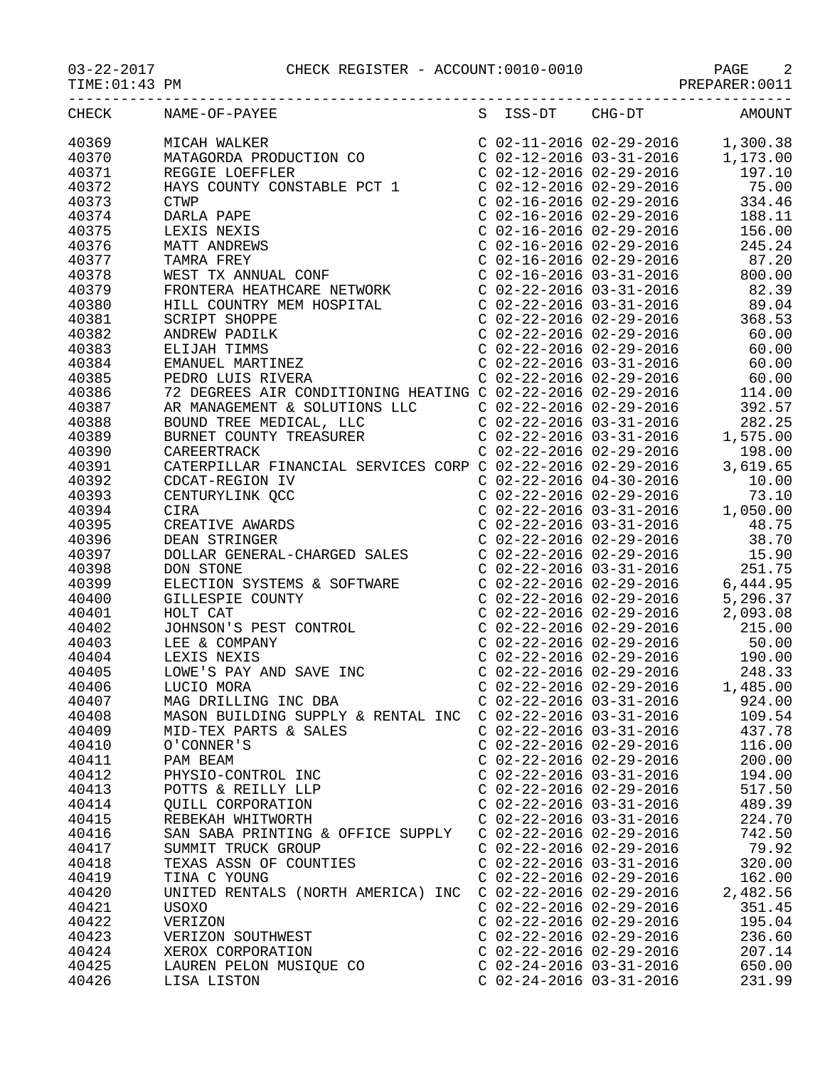03-22-2017 CHECK REGISTER - ACCOUNT:0010-0010

TIME:01:43 PM PREPARER:0011

| CHECK | NAME-OF-PAYEE | S | ISS-DT | CHG-DT | AMOUNT |
|---|---|---|---|---|---|
| 40369 | MICAH WALKER | C | 02-11-2016 | 02-29-2016 | 1,300.38 |
| 40370 | MATAGORDA PRODUCTION CO | C | 02-12-2016 | 03-31-2016 | 1,173.00 |
| 40371 | REGGIE LOEFFLER | C | 02-12-2016 | 02-29-2016 | 197.10 |
| 40372 | HAYS COUNTY CONSTABLE PCT 1 | C | 02-12-2016 | 02-29-2016 | 75.00 |
| 40373 | CTWP | C | 02-16-2016 | 02-29-2016 | 334.46 |
| 40374 | DARLA PAPE | C | 02-16-2016 | 02-29-2016 | 188.11 |
| 40375 | LEXIS NEXIS | C | 02-16-2016 | 02-29-2016 | 156.00 |
| 40376 | MATT ANDREWS | C | 02-16-2016 | 02-29-2016 | 245.24 |
| 40377 | TAMRA FREY | C | 02-16-2016 | 02-29-2016 | 87.20 |
| 40378 | WEST TX ANNUAL CONF | C | 02-16-2016 | 03-31-2016 | 800.00 |
| 40379 | FRONTERA HEATHCARE NETWORK | C | 02-22-2016 | 03-31-2016 | 82.39 |
| 40380 | HILL COUNTRY MEM HOSPITAL | C | 02-22-2016 | 03-31-2016 | 89.04 |
| 40381 | SCRIPT SHOPPE | C | 02-22-2016 | 02-29-2016 | 368.53 |
| 40382 | ANDREW PADILK | C | 02-22-2016 | 02-29-2016 | 60.00 |
| 40383 | ELIJAH TIMMS | C | 02-22-2016 | 02-29-2016 | 60.00 |
| 40384 | EMANUEL MARTINEZ | C | 02-22-2016 | 03-31-2016 | 60.00 |
| 40385 | PEDRO LUIS RIVERA | C | 02-22-2016 | 02-29-2016 | 60.00 |
| 40386 | 72 DEGREES AIR CONDITIONING HEATING | C | 02-22-2016 | 02-29-2016 | 114.00 |
| 40387 | AR MANAGEMENT & SOLUTIONS LLC | C | 02-22-2016 | 02-29-2016 | 392.57 |
| 40388 | BOUND TREE MEDICAL, LLC | C | 02-22-2016 | 03-31-2016 | 282.25 |
| 40389 | BURNET COUNTY TREASURER | C | 02-22-2016 | 03-31-2016 | 1,575.00 |
| 40390 | CAREERTRACK | C | 02-22-2016 | 02-29-2016 | 198.00 |
| 40391 | CATERPILLAR FINANCIAL SERVICES CORP | C | 02-22-2016 | 02-29-2016 | 3,619.65 |
| 40392 | CDCAT-REGION IV | C | 02-22-2016 | 04-30-2016 | 10.00 |
| 40393 | CENTURYLINK QCC | C | 02-22-2016 | 02-29-2016 | 73.10 |
| 40394 | CIRA | C | 02-22-2016 | 03-31-2016 | 1,050.00 |
| 40395 | CREATIVE AWARDS | C | 02-22-2016 | 03-31-2016 | 48.75 |
| 40396 | DEAN STRINGER | C | 02-22-2016 | 02-29-2016 | 38.70 |
| 40397 | DOLLAR GENERAL-CHARGED SALES | C | 02-22-2016 | 02-29-2016 | 15.90 |
| 40398 | DON STONE | C | 02-22-2016 | 03-31-2016 | 251.75 |
| 40399 | ELECTION SYSTEMS & SOFTWARE | C | 02-22-2016 | 02-29-2016 | 6,444.95 |
| 40400 | GILLESPIE COUNTY | C | 02-22-2016 | 02-29-2016 | 5,296.37 |
| 40401 | HOLT CAT | C | 02-22-2016 | 02-29-2016 | 2,093.08 |
| 40402 | JOHNSON'S PEST CONTROL | C | 02-22-2016 | 02-29-2016 | 215.00 |
| 40403 | LEE & COMPANY | C | 02-22-2016 | 02-29-2016 | 50.00 |
| 40404 | LEXIS NEXIS | C | 02-22-2016 | 02-29-2016 | 190.00 |
| 40405 | LOWE'S PAY AND SAVE INC | C | 02-22-2016 | 02-29-2016 | 248.33 |
| 40406 | LUCIO MORA | C | 02-22-2016 | 02-29-2016 | 1,485.00 |
| 40407 | MAG DRILLING INC DBA | C | 02-22-2016 | 03-31-2016 | 924.00 |
| 40408 | MASON BUILDING SUPPLY & RENTAL INC | C | 02-22-2016 | 03-31-2016 | 109.54 |
| 40409 | MID-TEX PARTS & SALES | C | 02-22-2016 | 03-31-2016 | 437.78 |
| 40410 | O'CONNER'S | C | 02-22-2016 | 02-29-2016 | 116.00 |
| 40411 | PAM BEAM | C | 02-22-2016 | 02-29-2016 | 200.00 |
| 40412 | PHYSIO-CONTROL INC | C | 02-22-2016 | 03-31-2016 | 194.00 |
| 40413 | POTTS & REILLY LLP | C | 02-22-2016 | 02-29-2016 | 517.50 |
| 40414 | QUILL CORPORATION | C | 02-22-2016 | 03-31-2016 | 489.39 |
| 40415 | REBEKAH WHITWORTH | C | 02-22-2016 | 03-31-2016 | 224.70 |
| 40416 | SAN SABA PRINTING & OFFICE SUPPLY | C | 02-22-2016 | 02-29-2016 | 742.50 |
| 40417 | SUMMIT TRUCK GROUP | C | 02-22-2016 | 02-29-2016 | 79.92 |
| 40418 | TEXAS ASSN OF COUNTIES | C | 02-22-2016 | 03-31-2016 | 320.00 |
| 40419 | TINA C YOUNG | C | 02-22-2016 | 02-29-2016 | 162.00 |
| 40420 | UNITED RENTALS (NORTH AMERICA) INC | C | 02-22-2016 | 02-29-2016 | 2,482.56 |
| 40421 | USOXO | C | 02-22-2016 | 02-29-2016 | 351.45 |
| 40422 | VERIZON | C | 02-22-2016 | 02-29-2016 | 195.04 |
| 40423 | VERIZON SOUTHWEST | C | 02-22-2016 | 02-29-2016 | 236.60 |
| 40424 | XEROX CORPORATION | C | 02-22-2016 | 02-29-2016 | 207.14 |
| 40425 | LAUREN PELON MUSIQUE CO | C | 02-24-2016 | 03-31-2016 | 650.00 |
| 40426 | LISA LISTON | C | 02-24-2016 | 03-31-2016 | 231.99 |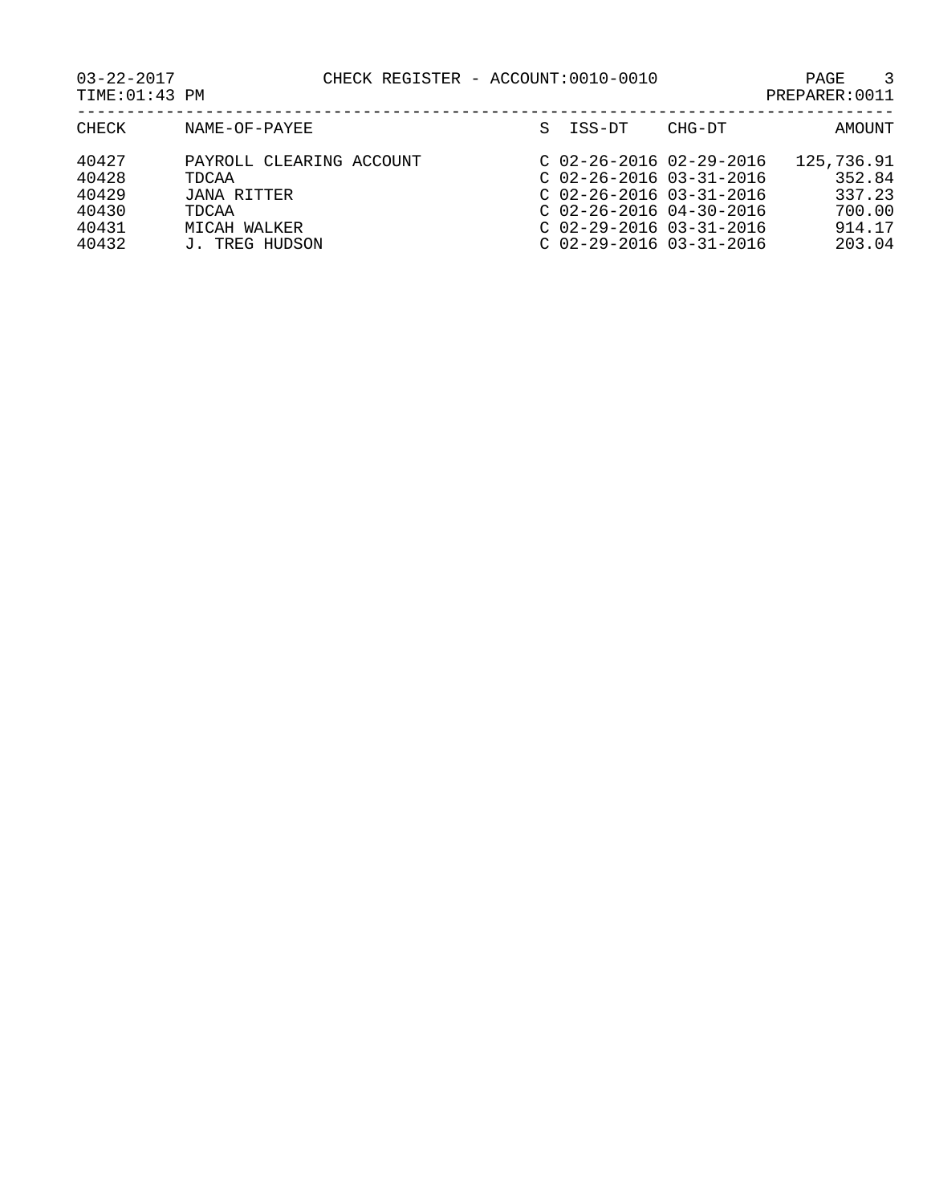CHECK REGISTER - ACCOUNT:0010-0010

03-22-2017
TIME:01:43 PM
PREPARER:0011

| CHECK | NAME-OF-PAYEE | S | ISS-DT | CHG-DT | AMOUNT |
|---|---|---|---|---|---|
| 40427 | PAYROLL CLEARING ACCOUNT | C | 02-26-2016 | 02-29-2016 | 125,736.91 |
| 40428 | TDCAA | C | 02-26-2016 | 03-31-2016 | 352.84 |
| 40429 | JANA RITTER | C | 02-26-2016 | 03-31-2016 | 337.23 |
| 40430 | TDCAA | C | 02-26-2016 | 04-30-2016 | 700.00 |
| 40431 | MICAH WALKER | C | 02-29-2016 | 03-31-2016 | 914.17 |
| 40432 | J. TREG HUDSON | C | 02-29-2016 | 03-31-2016 | 203.04 |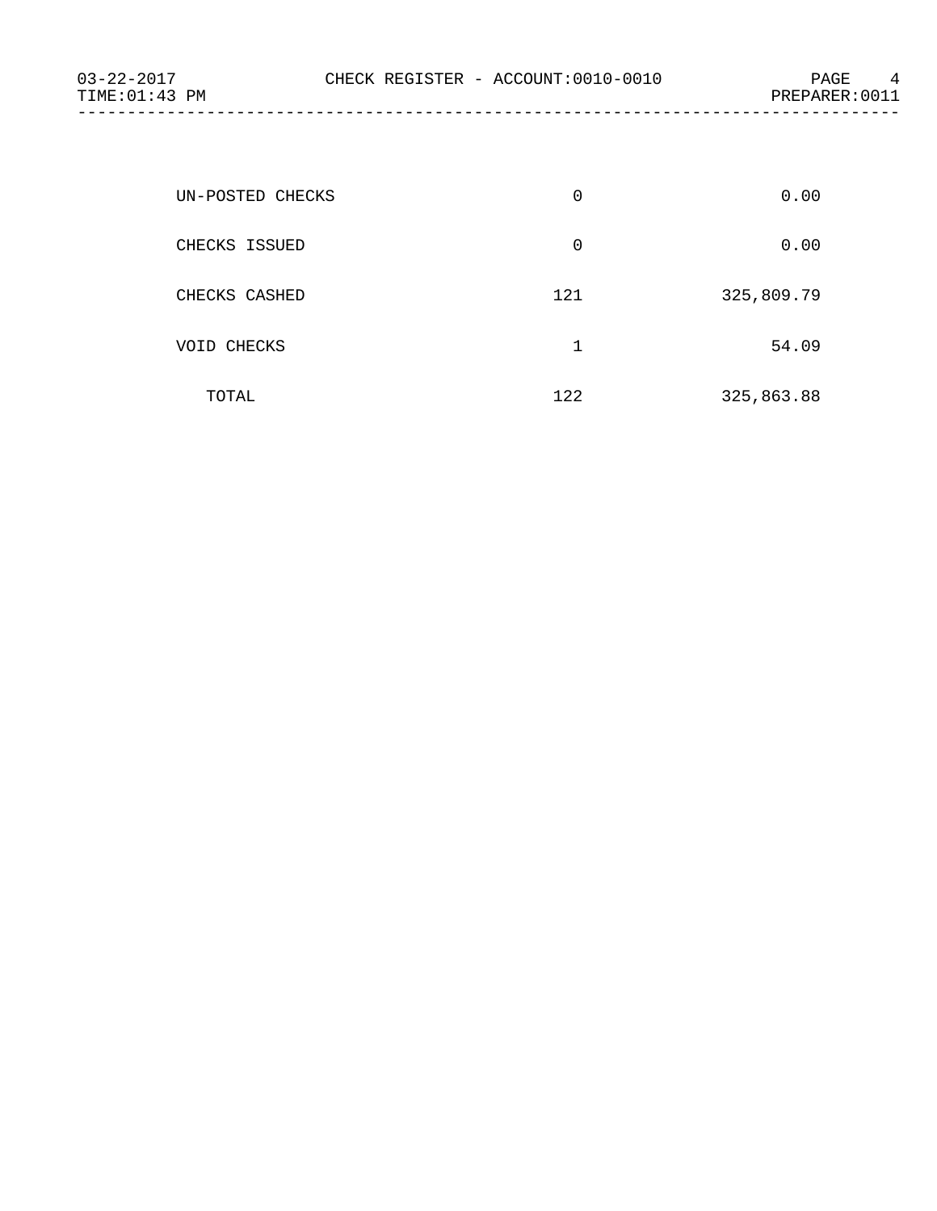| | | |
|---|---|---|
| UN-POSTED CHECKS | 0 | 0.00 |
| CHECKS ISSUED | 0 | 0.00 |
| CHECKS CASHED | 121 | 325,809.79 |
| VOID CHECKS | 1 | 54.09 |
| TOTAL | 122 | 325,863.88 |